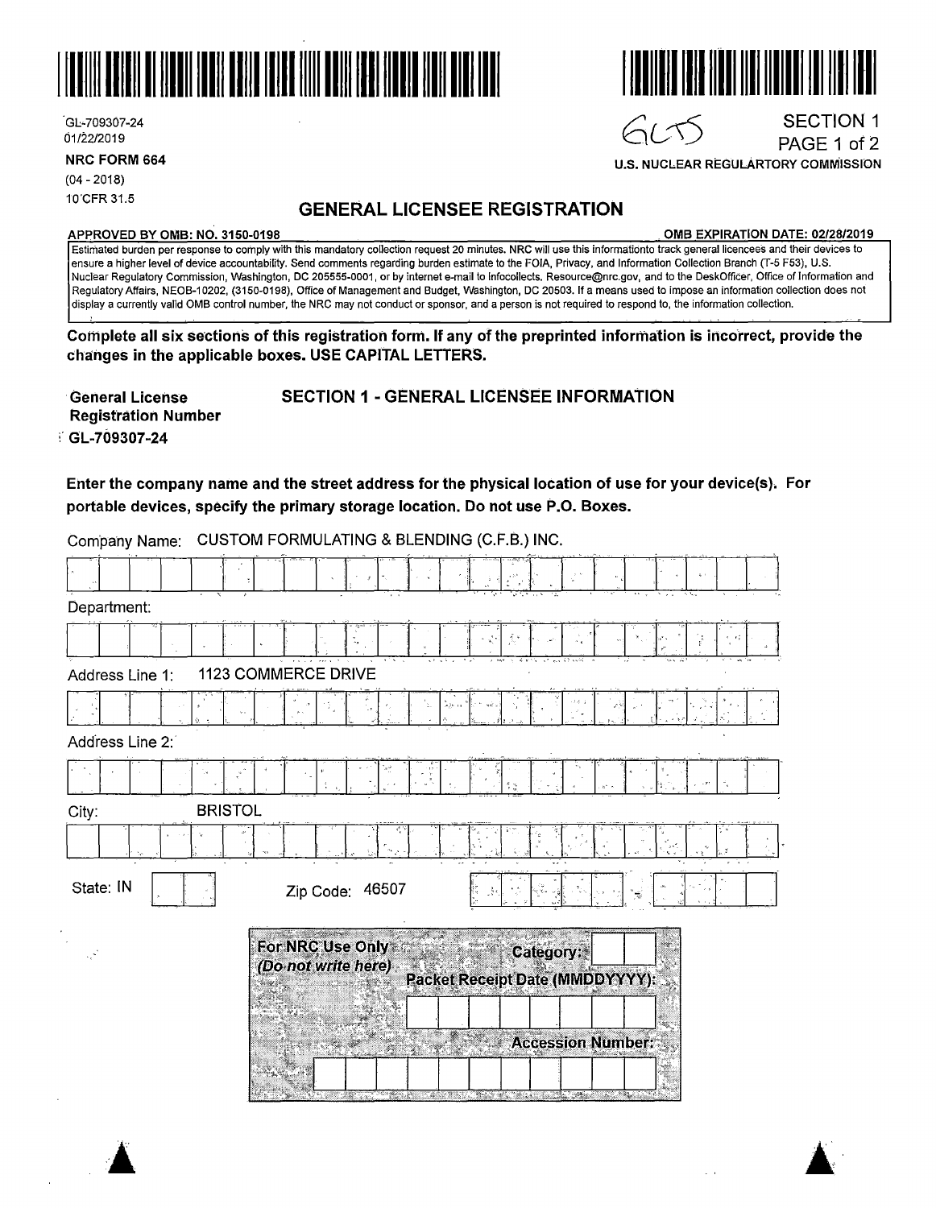GL-709307-24
01/22/2019

**NRC FORM 664**
(04 - 2018)
10 CFR 31.5

6CTS

SECTION 1
PAGE 1 of 2

**U.S. NUCLEAR REGULARTORY COMMISSION**

# GENERAL LICENSEE REGISTRATION

**APPROVED BY OMB: NO. 3150-0198** **OMB EXPIRATION DATE: 02/28/2019**

Estimated burden per response to comply with this mandatory collection request 20 minutes. NRC will use this informationto track general licencees and their devices to ensure a higher level of device accountability. Send comments regarding burden estimate to the FOIA, Privacy, and Information Collection Branch (T-5 F53), U.S. Nuclear Regulatory Commission, Washington, DC 205555-0001, or by internet e-mail to Infocollects. Resource@nrc.gov, and to the DeskOfficer, Office of Information and Regulatory Affairs, NEOB-10202, (3150-0198), Office of Management and Budget, Washington, DC 20503. If a means used to impose an information collection does not display a currently valid OMB control number, the NRC may not conduct or sponsor, and a person is not required to respond to, the information collection.

**Complete all six sections of this registration form. If any of the preprinted information is incorrect, provide the changes in the applicable boxes. USE CAPITAL LETTERS.**

**General License Registration Number**
**GL-709307-24**

## SECTION 1 - GENERAL LICENSEE INFORMATION

**Enter the company name and the street address for the physical location of use for your device(s). For portable devices, specify the primary storage location. Do not use P.O. Boxes.**

Company Name: CUSTOM FORMULATING & BLENDING (C.F.B.) INC.

Department:

Address Line 1: 1123 COMMERCE DRIVE

Address Line 2:

City: BRISTOL

State: IN

Zip Code: 46507

**For NRC Use Only**
***(Do not write here)***

**Category:**

**Packet Receipt Date (MMDDYYYY):**

**Accession Number:**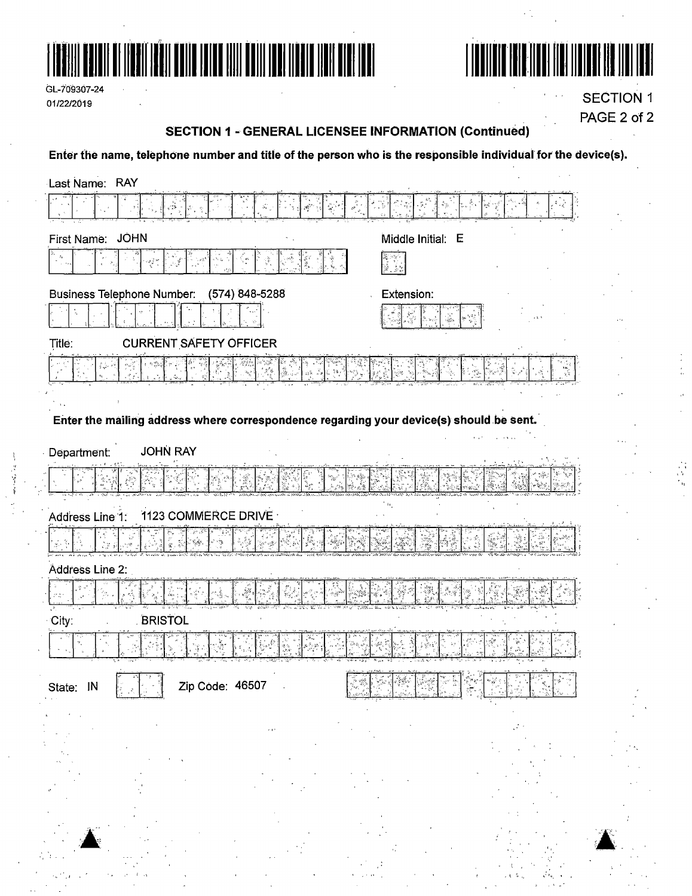GL-709307-24
01/22/2019

SECTION 1

## SECTION 1 - GENERAL LICENSEE INFORMATION (Continued)

**Enter the name, telephone number and title of the person who is the responsible individual for the device(s).**

Last Name: RAY

First Name: JOHN

Middle Initial: E

Business Telephone Number: (574) 848-5288

Extension:

Title: CURRENT SAFETY OFFICER

**Enter the mailing address where correspondence regarding your device(s) should be sent.**

Department: JOHN RAY

Address Line 1: 1123 COMMERCE DRIVE

Address Line 2:

City: BRISTOL

State: IN

Zip Code: 46507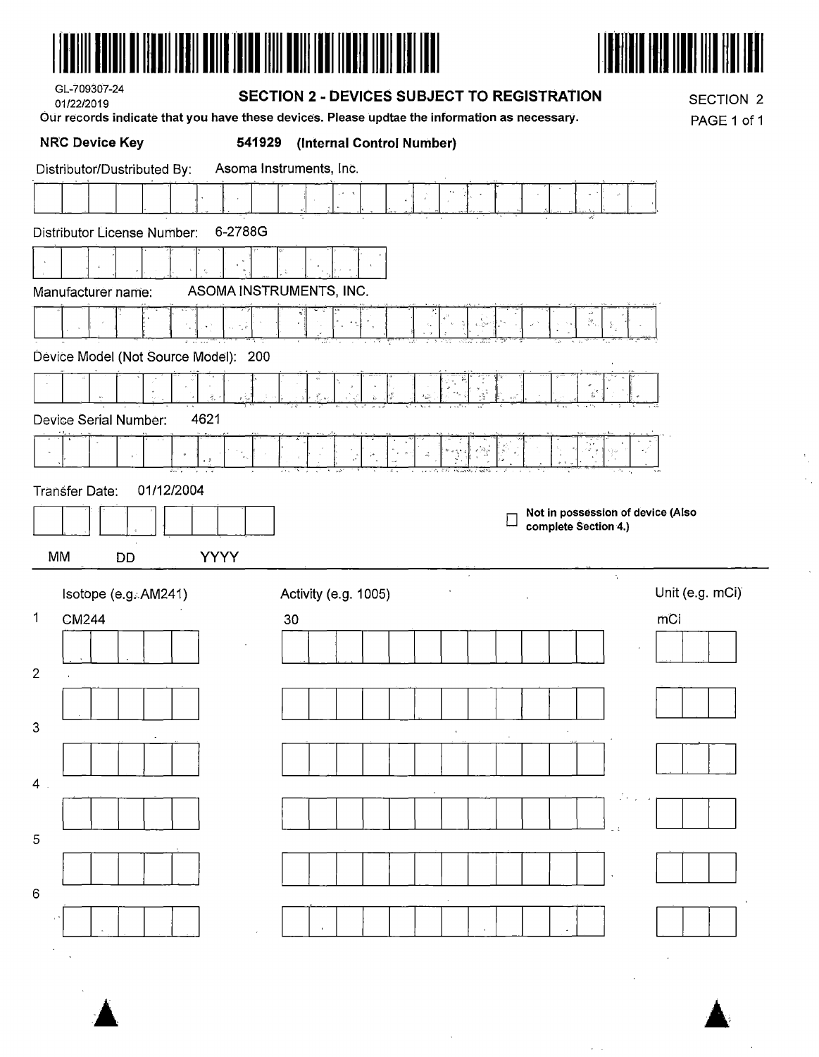GL-709307-24
01/22/2019

## SECTION 2 - DEVICES SUBJECT TO REGISTRATION

SECTION 2

**Our records indicate that you have these devices. Please updtae the information as necessary.**

**NRC Device Key** **541929 (Internal Control Number)**

Distributor/Dustributed By: Asoma Instruments, Inc.

Distributor License Number: 6-2788G

Manufacturer name: ASOMA INSTRUMENTS, INC.

Device Model (Not Source Model): 200

Device Serial Number: 4621

Transfer Date: 01/12/2004

MM DD YYYY

☐ **Not in possession of device (Also complete Section 4.)**

| | Isotope (e.g. AM241) | Activity (e.g. 1005) | Unit (e.g. mCi) |
|---|---|---|---|
| 1 | CM244 | 30 | mCi |
| 2 | | | |
| 3 | | | |
| 4 | | | |
| 5 | | | |
| 6 | | | |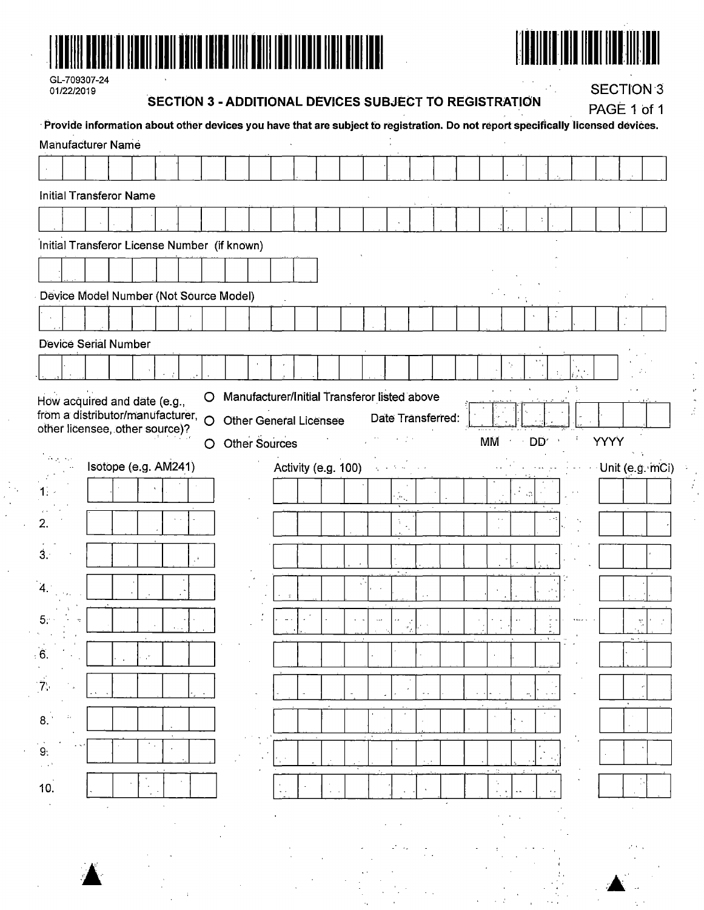GL-709307-24
01/22/2019

# SECTION 3 - ADDITIONAL DEVICES SUBJECT TO REGISTRATION

SECTION 3
PAGE 1 of 1

**Provide information about other devices you have that are subject to registration. Do not report specifically licensed devices.**

Manufacturer Name

Initial Transferor Name

Initial Transferor License Number (if known)

Device Model Number (Not Source Model)

Device Serial Number

How acquired and date (e.g., from a distributor/manufacturer, other licensee, other source)?

- ○ Manufacturer/Initial Transferor listed above
- ○ Other General Licensee
- ○ Other Sources

Date Transferred: MM DD YYYY

| | Isotope (e.g. AM241) | Activity (e.g. 100) | Unit (e.g. mCi) |
|---|---|---|---|
| 1. | | | |
| 2. | | | |
| 3. | | | |
| 4. | | | |
| 5. | | | |
| 6. | | | |
| 7. | | | |
| 8. | | | |
| 9. | | | |
| 10. | | | |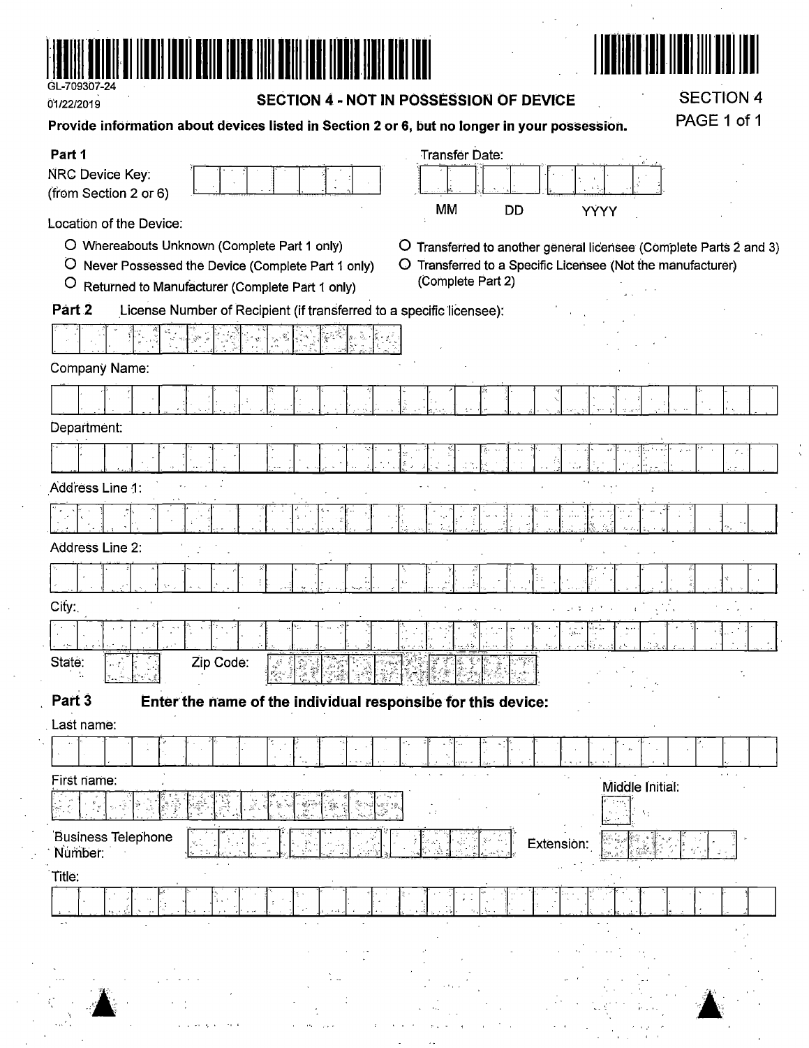GL-709307-24

01/22/2019

## SECTION 4 - NOT IN POSSESSION OF DEVICE

SECTION 4
PAGE 1 of 1

**Provide information about devices listed in Section 2 or 6, but no longer in your possession.**

**Part 1**

NRC Device Key:
(from Section 2 or 6)

Transfer Date:

MM DD YYYY

Location of the Device:

- O Whereabouts Unknown (Complete Part 1 only)
- O Never Possessed the Device (Complete Part 1 only)
- O Returned to Manufacturer (Complete Part 1 only)
- O Transferred to another general licensee (Complete Parts 2 and 3)
- O Transferred to a Specific Licensee (Not the manufacturer) (Complete Part 2)

**Part 2** License Number of Recipient (if transferred to a specific licensee):

Company Name:

Department:

Address Line 1:

Address Line 2:

City:

State: Zip Code: -

**Part 3** **Enter the name of the individual responsibe for this device:**

Last name:

First name:

Middle Initial:

Business Telephone Number:

Extension:

Title: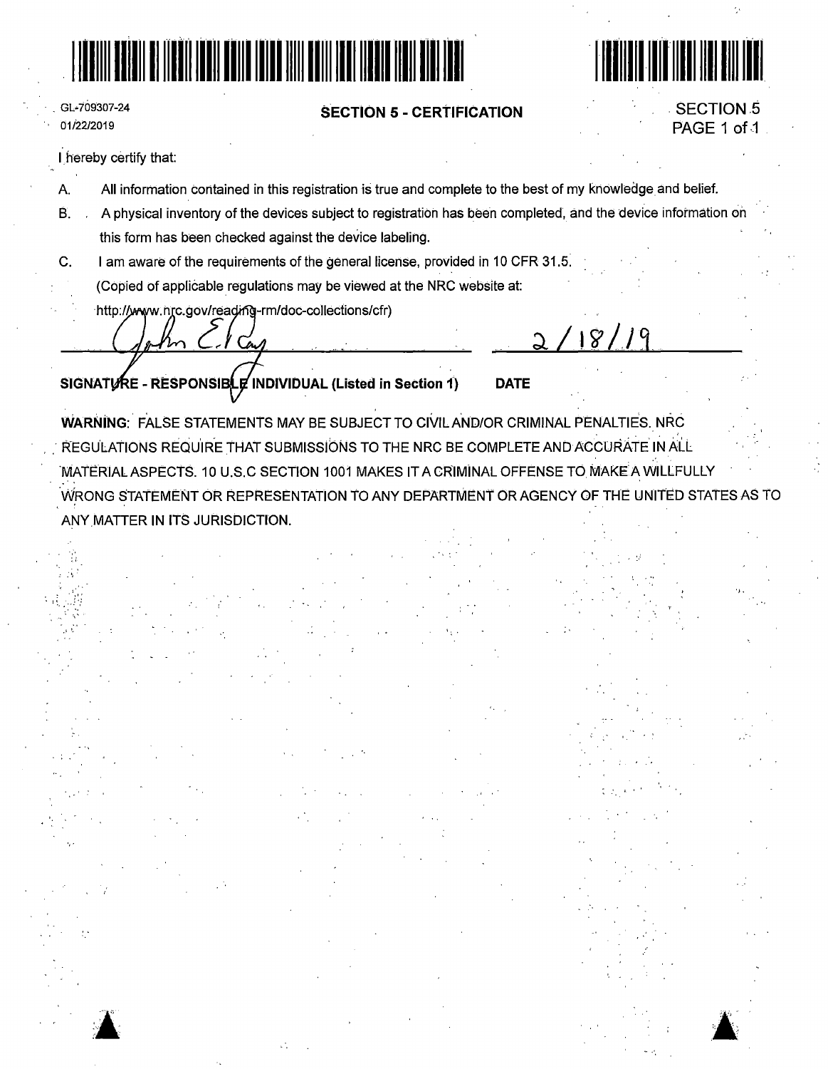GL-709307-24
01/22/2019

## SECTION 5 - CERTIFICATION

SECTION 5
PAGE 1 of 1

I hereby certify that:

A. All information contained in this registration is true and complete to the best of my knowledge and belief.

B. A physical inventory of the devices subject to registration has been completed, and the device information on this form has been checked against the device labeling.

C. I am aware of the requirements of the general license, provided in 10 CFR 31.5.
(Copied of applicable regulations may be viewed at the NRC website at:
http://www.nrc.gov/reading-rm/doc-collections/cfr)

John E. Cay                                        2/18/19

**SIGNATURE - RESPONSIBLE INDIVIDUAL (Listed in Section 1)**        **DATE**

**WARNING:** FALSE STATEMENTS MAY BE SUBJECT TO CIVIL AND/OR CRIMINAL PENALTIES. NRC REGULATIONS REQUIRE THAT SUBMISSIONS TO THE NRC BE COMPLETE AND ACCURATE IN ALL MATERIAL ASPECTS. 10 U.S.C SECTION 1001 MAKES IT A CRIMINAL OFFENSE TO MAKE A WILLFULLY WRONG STATEMENT OR REPRESENTATION TO ANY DEPARTMENT OR AGENCY OF THE UNITED STATES AS TO ANY MATTER IN ITS JURISDICTION.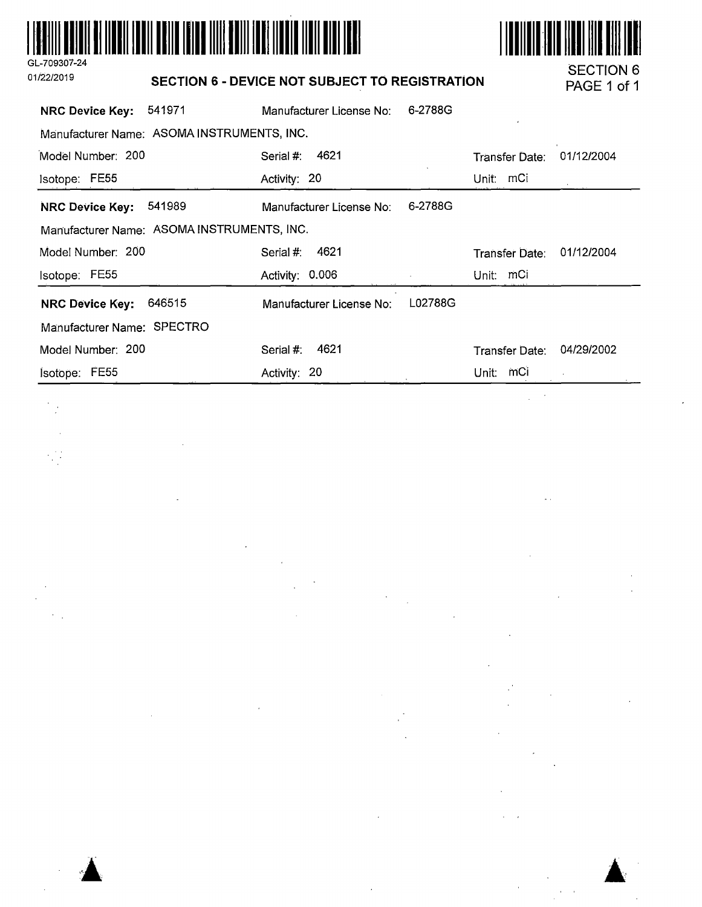GL-709307-24

01/22/2019

## SECTION 6 - DEVICE NOT SUBJECT TO REGISTRATION

SECTION 6
PAGE 1 of 1

**NRC Device Key:** 541971 Manufacturer License No: 6-2788G

Manufacturer Name: ASOMA INSTRUMENTS, INC.

Model Number: 200 Serial #: 4621 Transfer Date: 01/12/2004

Isotope: FE55 Activity: 20 Unit: mCi

---

**NRC Device Key:** 541989 Manufacturer License No: 6-2788G

Manufacturer Name: ASOMA INSTRUMENTS, INC.

Model Number: 200 Serial #: 4621 Transfer Date: 01/12/2004

Isotope: FE55 Activity: 0.006 Unit: mCi

---

**NRC Device Key:** 646515 Manufacturer License No: L02788G

Manufacturer Name: SPECTRO

Model Number: 200 Serial #: 4621 Transfer Date: 04/29/2002

Isotope: FE55 Activity: 20 Unit: mCi

---